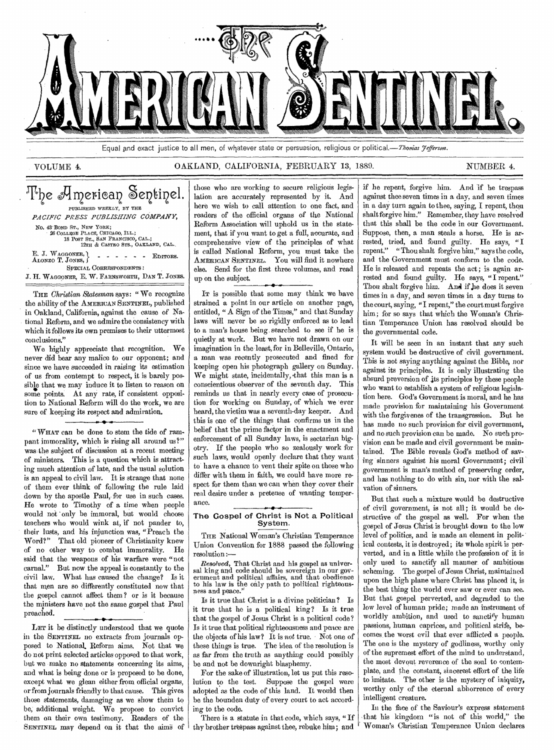# The American Sentinel.

Equal and exact justice to all men, of whatever state or persuasion, religious or political.—*Thomas Jefferson.*

VOLUME 4. OAKLAND, CALIFORNIA, FEBRUARY 13, 1889. NUMBER 4.

## The American Sentinel.

PUBLISHED WEEKLY, BY THE

*PACIFIC PRESS PUBLISHING COMPANY,*

No. 43 BOND ST., NEW YORK;
26 COLLEGE PLACE, CHICAGO, ILL.;
18 POST ST., SAN FRANCISCO, CAL.;
12TH & CASTRO STS., OAKLAND, CAL.

E. J. WAGGONER, } - - - - - - EDITORS.
ALONZO T. JONES, }

SPECIAL CORRESPONDENTS:

J. H. WAGGONER, E. W. FARNSWORTH, DAN T. JONES.

THE *Christian Statesman* says: "We recognize the ability of the AMERICAN SENTINEL, published in Oakland, California, against the cause of National Reform, and we admire the consistency with which it follows its own premises to their uttermost conclusions."

We highly appreciate that recognition. We never did bear any malice to our opponent; and since we have succeeded in raising its estimation of us from contempt to respect, it is barely possible that we may induce it to listen to reason on some points. At any rate, if consistent opposition to National Reform will do the work, we are sure of keeping its respect and admiration.

"WHAT can be done to stem the tide of rampant immorality, which is rising all around us?" was the subject of discussion at a recent meeting of ministers. This is a question which is attracting much attention of late, and the usual solution is an appeal to civil law. It is strange that none of them ever think of following the rule laid down by the apostle Paul, for use in such cases. He wrote to Timothy of a time when people would not only be immoral, but would choose teachers who would wink at, if not pander to, their lusts, and his injunction was, "Preach the Word?" That old pioneer of Christianity knew of no other way to combat immorality. He said that the weapons of his warfare were "not carnal." But now the appeal is constantly to the civil law. What has caused the change? Is it that men are so differently constituted now that the gospel cannot affect them? or is it because the ministers have not the same gospel that Paul preached.

LET it be distinctly understood that we quote in the SENTINEL no extracts from journals opposed to National Reform aims. Not that we do not print selected articles opposed to that work, but we make no statements concerning its aims, and what is being done or is proposed to be done, except what we glean either from official organs, or from journals friendly to that cause. This gives those statements, damaging as we show them to be, additional weight. We propose to convict them on their own testimony. Readers of the SENTINEL may depend on it that the aims of those who are working to secure religious legislation are accurately represented by it. And here we wish to call attention to one fact, and readers of the official organs of the National Reform Association will uphold us in the statement, that if you want to get a full, accurate, and comprehensive view of the principles of what is called National Reform, you must take the AMERICAN SENTINEL. You will find it nowhere else. Send for the first three volumes, and read up on the subject.

IT is possible that some may think we have strained a point in our article on another page, entitled, "A Sign of the Times," and that Sunday laws will never be so rigidly enforced as to lead to a man's house being searched to see if he is quietly at work. But we have not drawn on our imagination in the least, for in Belleville, Ontario, a man was recently prosecuted and fined for keeping open his photograph gallery on Sunday. We might state, incidentally, that this man is a conscientious observer of the seventh day. This reminds us that in nearly every case of prosecution for working on Sunday, of which we ever heard, the victim was a seventh-day keeper. And this is one of the things that confirms us in the belief that the prime factor in the enactment and enforcement of all Sunday laws, is sectarian bigotry. If the people who so zealously work for such laws, would openly declare that they want to have a chance to vent their spite on those who differ with them in faith, we could have more respect for them than we can when they cover their real desire under a pretense of wanting temperance.

### The Gospel of Christ is Not a Political System.

THE National Woman's Christian Temperance Union Convention for 1888 passed the following resolution:—

*Resolved,* That Christ and his gospel as universal king and code should be sovereign in our government and political affairs, and that obedience to his law is the only path to political righteousness and peace."

Is it true that Christ is a divine politician? Is it true that he is a political king? Is it true that the gospel of Jesus Christ is a political code? Is it true that political righteousness and peace are the objects of his law? It is *not* true. Not one of these things is true. The idea of the resolution is as far from the truth as anything could possibly be and not be downright blasphemy.

For the sake of illustration, let us put this resolution to the test. Suppose the gospel were adopted as the code of this land. It would then be the bounden duty of every court to act according to the code.

There is a statute in that code, which says, "If thy brother trespass against thee, rebuke him; and if he repent, forgive him. And if he trespass against thee seven times in a day, and seven times in a day turn again to thee, saying, I repent, thou shalt forgive him." Remember, they have resolved that this shall be the code in our Government. Suppose, then, a man steals a horse. He is arrested, tried, and found guilty. He says, "I repent." "Thou shalt forgive him," says the code, and the Government must conform to the code. He is released and repeats the act; is again arrested and found guilty. He says, "I repent." Thou shalt forgive him. And if he does it seven times in a day, and seven times in a day turns to the court, saying, "I repent," the court must forgive him; for so says that which the Woman's Christian Temperance Union has resolved should be the governmental code.

It will be seen in an instant that any such system would be destructive of civil government. This is not saying anything against the Bible, nor against its principles. It is only illustrating the absurd preversion of its principles by these people who want to establish a system of religious legislation here. God's Government is moral, and he has made provision for maintaining his Government with the forgivenes of the transgression. But he has made no such provision for civil government, and no such provision can be made. No such provision can be made and civil government be maintained. The Bible reveals God's method of saving sinners against his moral Government; civil government is man's method of preserving order, and has nothing to do with sin, nor with the salvation of sinners.

But that such a mixture would be destructive of civil government, is not all; it would be destructive of the gospel as well. For when the gospel of Jesus Christ is brought down to the low level of politics, and is made an element in political contests, it is destroyed; its whole spirit is perverted, and in a little while the profession of it is only used to sanctify all manner of ambitious scheming. The gospel of Jesus Christ, maintained upon the high plane where Christ has placed it, is the best thing the world ever saw or ever can see. But that gospel perverted, and degraded to the low level of human pride; made an instrument of worldly ambition, and used to sanctify human passions, human caprices, and political strife, becomes the worst evil that ever afflicted a people. The one is the mystery of godliness, worthy only of the supremest effort of the mind to understand, the most devout reverence of the soul to contemplate, and the constant, sincerest effort of the life to imitate. The other is the mystery of iniquity, worthy only of the eternal abhorrence of every intelligent creature.

In the face of the Saviour's express statement that his kingdom "is not of this world," the Woman's Christian Temperance Union declares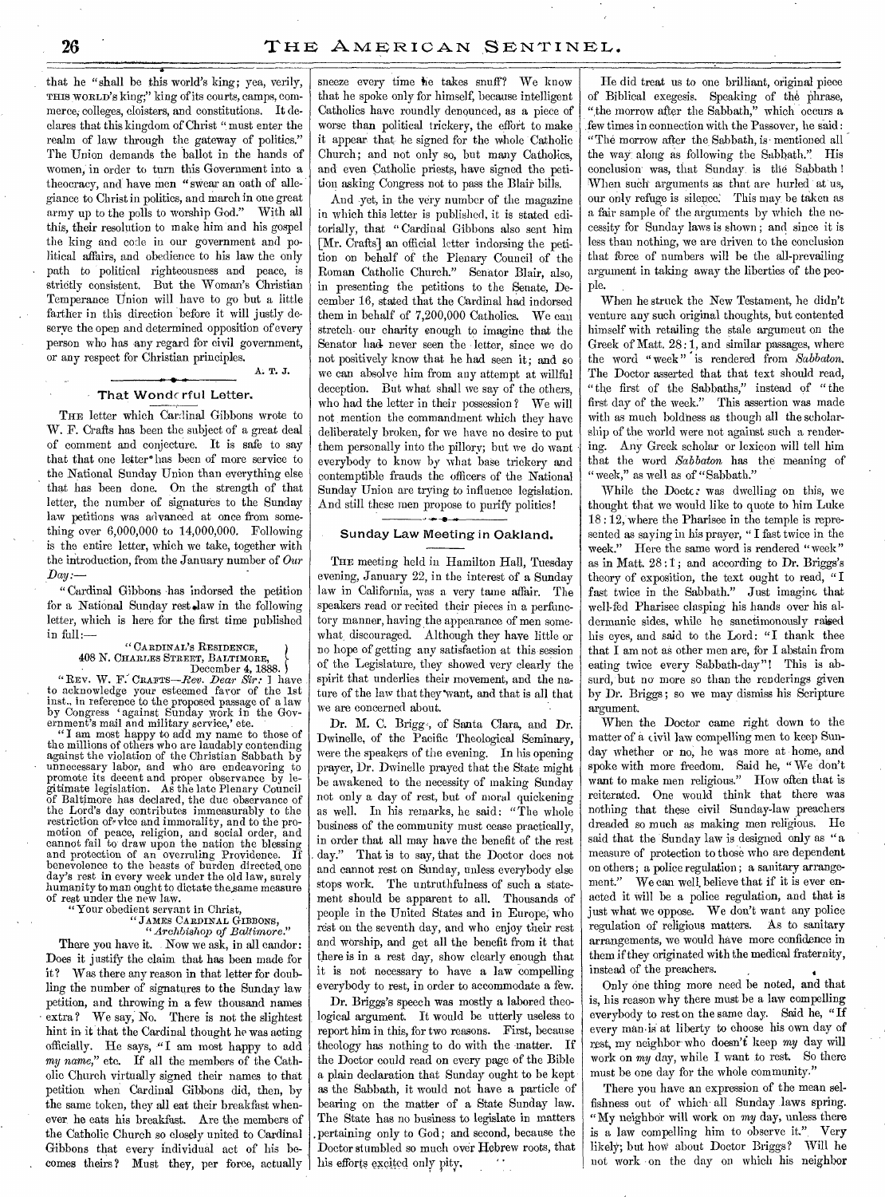that he "shall be this world's king; yea, verily, THIS WORLD'S king;" king of its courts, camps, commerce, colleges, cloisters, and constitutions. It declares that this kingdom of Christ "must enter the realm of law through the gateway of politics." The Union demands the ballot in the hands of women, in order to turn this Government into a theocracy, and have men "swear an oath of allegiance to Christ in politics, and march in one great army up to the polls to worship God." With all this, their resolution to make him and his gospel the king and code in our government and political affairs, and obedience to his law the only path to political righteousness and peace, is strictly consistent. But the Woman's Christian Temperance Union will have to go but a little farther in this direction before it will justly deserve the open and determined opposition of every person who has any regard for civil government, or any respect for Christian principles.

A. T. J.

## That Wonderful Letter.

THE letter which Cardinal Gibbons wrote to W. F. Crafts has been the subject of a great deal of comment and conjecture. It is safe to say that that one letter has been of more service to the National Sunday Union than everything else that has been done. On the strength of that letter, the number of signatures to the Sunday law petitions was advanced at once from something over 6,000,000 to 14,000,000. Following is the entire letter, which we take, together with the introduction, from the January number of *Our Day*:—

"Cardinal Gibbons has indorsed the petition for a National Sunday rest law in the following letter, which is here for the first time published in full:—

"CARDINAL'S RESIDENCE,
408 N. CHARLES STREET, BALTIMORE,
December 4, 1888.

"REV. W. F. CRAFTS—*Rev. Dear Sir:* I have to acknowledge your esteemed favor of the 1st inst., in reference to the proposed passage of a law by Congress 'against Sunday work in the Government's mail and military service,' etc.

"I am most happy to add my name to those of the millions of others who are laudably contending against the violation of the Christian Sabbath by unnecessary labor, and who are endeavoring to promote its decent and proper observance by legitimate legislation. As the late Plenary Council of Baltimore has declared, the due observance of the Lord's day contributes immeasurably to the restriction of vice and immorality, and to the promotion of peace, religion, and social order, and cannot fail to draw upon the nation the blessing and protection of an overruling Providence. If benevolence to the beasts of burden directed one day's rest in every week under the old law, surely humanity to man ought to dictate the same measure of rest under the new law.

"Your obedient servant in Christ,
"JAMES CARDINAL GIBBONS,
"*Archbishop of Baltimore.*"

There you have it. Now we ask, in all candor: Does it justify the claim that has been made for it? Was there any reason in that letter for doubling the number of signatures to the Sunday law petition, and throwing in a few thousand names extra? We say, No. There is not the slightest hint in it that the Cardinal thought he was acting officially. He says, "I am most happy to add *my name*," etc. If all the members of the Catholic Church virtually signed their names to that petition when Cardinal Gibbons did, then, by the same token, they all eat their breakfast whenever he eats his breakfast. Are the members of the Catholic Church so closely united to Cardinal Gibbons that every individual act of his becomes theirs? Must they, per force, actually sneeze every time he takes snuff? We know that he spoke only for himself, because intelligent Catholics have roundly denounced, as a piece of worse than political trickery, the effort to make it appear that he signed for the whole Catholic Church; and not only so, but many Catholics, and even Catholic priests, have signed the petition asking Congress not to pass the Blair bills.

And yet, in the very number of the magazine in which this letter is published, it is stated editorially, that "Cardinal Gibbons also sent him [Mr. Crafts] an official letter indorsing the petition on behalf of the Plenary Council of the Roman Catholic Church." Senator Blair, also, in presenting the petitions to the Senate, December 16, stated that the Cardinal had indorsed them in behalf of 7,200,000 Catholics. We can stretch our charity enough to imagine that the Senator had never seen the letter, since we do not positively know that he had seen it; and so we can absolve him from any attempt at willful deception. But what shall we say of the others, who had the letter in their possession? We will not mention the commandment which they have deliberately broken, for we have no desire to put them personally into the pillory; but we do want everybody to know by what base trickery and contemptible frauds the officers of the National Sunday Union are trying to influence legislation. And still these men propose to purify politics!

## Sunday Law Meeting in Oakland.

THE meeting held in Hamilton Hall, Tuesday evening, January 22, in the interest of a Sunday law in California, was a very tame affair. The speakers read or recited their pieces in a perfunctory manner, having the appearance of men somewhat discouraged. Although they have little or no hope of getting any satisfaction at this session of the Legislature, they showed very clearly the spirit that underlies their movement, and the nature of the law that they want, and that is all that we are concerned about.

Dr. M. C. Briggs, of Santa Clara, and Dr. Dwinelle, of the Pacific Theological Seminary, were the speakers of the evening. In his opening prayer, Dr. Dwinelle prayed that the State might be awakened to the necessity of making Sunday not only a day of rest, but of moral quickening as well. In his remarks, he said: "The whole business of the community must cease practically, in order that all may have the benefit of the rest day." That is to say, that the Doctor does not and cannot rest on Sunday, unless everybody else stops work. The untruthfulness of such a statement should be apparent to all. Thousands of people in the United States and in Europe, who rest on the seventh day, and who enjoy their rest and worship, and get all the benefit from it that there is in a rest day, show clearly enough that it is not necessary to have a law compelling everybody to rest, in order to accommodate a few.

Dr. Briggs's speech was mostly a labored theological argument. It would be utterly useless to report him in this, for two reasons. First, because theology has nothing to do with the matter. If the Doctor could read on every page of the Bible a plain declaration that Sunday ought to be kept as the Sabbath, it would not have a particle of bearing on the matter of a State Sunday law. The State has no business to legislate in matters pertaining only to God; and second, because the Doctor stumbled so much over Hebrew roots, that his efforts excited only pity.

He did treat us to one brilliant, original piece of Biblical exegesis. Speaking of the phrase, "the morrow after the Sabbath," which occurs a few times in connection with the Passover, he said: "The morrow after the Sabbath, is mentioned all the way along as following the Sabbath." His conclusion was, that Sunday is the Sabbath! When such arguments as that are hurled at us, our only refuge is silence. This may be taken as a fair sample of the arguments by which the necessity for Sunday laws is shown; and since it is less than nothing, we are driven to the conclusion that force of numbers will be the all-prevailing argument in taking away the liberties of the people.

When he struck the New Testament, he didn't venture any such original thoughts, but contented himself with retailing the stale argument on the Greek of Matt. 28:1, and similar passages, where the word "week" is rendered from *Sabbaton*. The Doctor asserted that that text should read, "the first of the Sabbaths," instead of "the first day of the week." This assertion was made with as much boldness as though all the scholarship of the world were not against such a rendering. Any Greek scholar or lexicon will tell him that the word *Sabbaton* has the meaning of "week," as well as of "Sabbath."

While the Doctor was dwelling on this, we thought that we would like to quote to him Luke 18:12, where the Pharisee in the temple is represented as saying in his prayer, "I fast twice in the week." Here the same word is rendered "week" as in Matt. 28:1; and according to Dr. Briggs's theory of exposition, the text ought to read, "I fast twice in the Sabbath." Just imagine that well-fed Pharisee clasping his hands over his aldermanic sides, while he sanctimoniously raised his eyes, and said to the Lord: "I thank thee that I am not as other men are, for I abstain from eating twice every Sabbath-day"! This is absurd, but no more so than the renderings given by Dr. Briggs; so we may dismiss his Scripture argument.

When the Doctor came right down to the matter of a civil law compelling men to keep Sunday whether or no, he was more at home, and spoke with more freedom. Said he, "We don't want to make men religious." How often that is reiterated. One would think that there was nothing that these civil Sunday-law preachers dreaded so much as making men religious. He said that the Sunday law is designed only as "a measure of protection to those who are dependent on others; a police regulation; a sanitary arrangement." We can well believe that if it is ever enacted it will be a police regulation, and that is just what we oppose. We don't want any police regulation of religious matters. As to sanitary arrangements, we would have more confidence in them if they originated with the medical fraternity, instead of the preachers.

Only one thing more need be noted, and that is, his reason why there must be a law compelling everybody to rest on the same day. Said he, "If every man is at liberty to choose his own day of rest, my neighbor who doesn't keep *my* day will work on *my* day, while I want to rest. So there must be one day for the whole community."

There you have an expression of the mean selfishness out of which all Sunday laws spring. "My neighbor will work on *my* day, unless there is a law compelling him to observe it." Very likely; but how about Doctor Briggs? Will he not work on the day on which his neighbor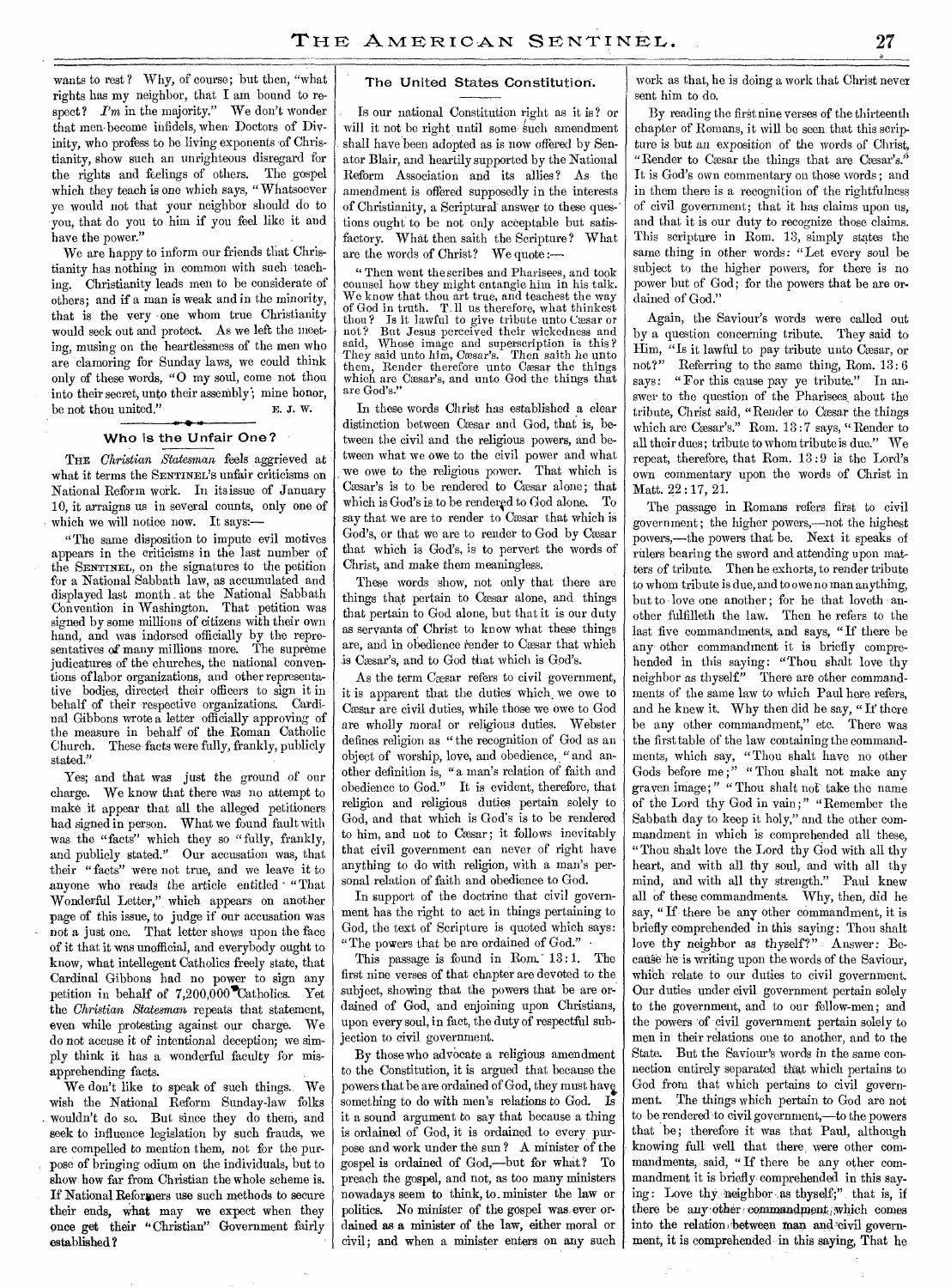wants to rest? Why, of course; but then, "what rights has my neighbor, that I am bound to respect? *I'm* in the majority." We don't wonder that men become infidels, when Doctors of Divinity, who profess to be living exponents of Christianity, show such an unrighteous disregard for the rights and feelings of others. The gospel which they teach is one which says, "Whatsoever ye would not that your neighbor should do to you, that do you to him if you feel like it and have the power."

We are happy to inform our friends that Christianity has nothing in common with such teaching. Christianity leads men to be considerate of others; and if a man is weak and in the minority, that is the very one whom true Christianity would seek out and protect. As we left the meeting, musing on the heartlessness of the men who are clamoring for Sunday laws, we could think only of these words, "O my soul, come not thou into their secret, unto their assembly; mine honor, be not thou united." E. J. W.

## Who is the Unfair One?

THE *Christian Statesman* feels aggrieved at what it terms the SENTINEL'S unfair criticisms on National Reform work. In its issue of January 10, it arraigns us in several counts, only one of which we will notice now. It says:—

"The same disposition to impute evil motives appears in the criticisms in the last number of the SENTINEL, on the signatures to the petition for a National Sabbath law, as accumulated and displayed last month at the National Sabbath Convention in Washington. That petition was signed by some millions of citizens with their own hand, and was indorsed officially by the representatives of many millions more. The supreme judicatures of the churches, the national conventions of labor organizations, and other representative bodies, directed their officers to sign it in behalf of their respective organizations. Cardinal Gibbons wrote a letter officially approving of the measure in behalf of the Roman Catholic Church. These facts were fully, frankly, publicly stated."

Yes; and that was just the ground of our charge. We know that there was no attempt to make it appear that all the alleged petitioners had signed in person. What we found fault with was the "facts" which they so "fully, frankly, and publicly stated." Our accusation was, that their "facts" were not true, and we leave it to anyone who reads the article entitled "That Wonderful Letter," which appears on another page of this issue, to judge if our accusation was not a just one. That letter shows upon the face of it that it was unofficial, and everybody ought to know, what intellegent Catholics freely state, that Cardinal Gibbons had no power to sign any petition in behalf of 7,200,000 Catholics. Yet the *Christian Statesman* repeats that statement, even while protesting against our charge. We do not accuse it of intentional deception; we simply think it has a wonderful faculty for misapprehending facts.

We don't like to speak of such things. We wish the National Reform Sunday-law folks wouldn't do so. But since they do them, and seek to influence legislation by such frauds, we are compelled to mention them, not for the purpose of bringing odium on the individuals, but to show how far from Christian the whole scheme is. If National Reformers use such methods to secure their ends, what may we expect when they once get their "Christian" Government fairly established?

## The United States Constitution.

Is our national Constitution right as it is? or will it not be right until some such amendment shall have been adopted as is now offered by Senator Blair, and heartily supported by the National Reform Association and its allies? As the amendment is offered supposedly in the interests of Christianity, a Scriptural answer to these questions ought to be not only acceptable but satisfactory. What then saith the Scripture? What are the words of Christ? We quote:—

"Then went the scribes and Pharisees, and took counsel how they might entangle him in his talk. We know that thou art true, and teachest the way of God in truth. Tell us therefore, what thinkest thou? Is it lawful to give tribute unto Cæsar or not? But Jesus perceived their wickedness and said, Whose image and superscription is this? They said unto him, Cæsar's. Then saith he unto them, Render therefore unto Cæsar the things which are Cæsar's, and unto God the things that are God's."

In these words Christ has established a clear distinction between Cæsar and God, that is, between the civil and the religious powers, and between what we owe to the civil power and what we owe to the religious power. That which is Cæsar's is to be rendered to Cæsar alone; that which is God's is to be rendered to God alone. To say that we are to render to Cæsar that which is God's, or that we are to render to God by Cæsar that which is God's, is to pervert the words of Christ, and make them meaningless.

These words show, not only that there are things that pertain to Cæsar alone, and things that pertain to God alone, but that it is our duty as servants of Christ to know what these things are, and in obedience render to Cæsar that which is Cæsar's, and to God that which is God's.

As the term Cæsar refers to civil government, it is apparent that the duties which we owe to Cæsar are civil duties, while those we owe to God are wholly moral or religious duties. Webster defines religion as "the recognition of God as an object of worship, love, and obedience," and another definition is, "a man's relation of faith and obedience to God." It is evident, therefore, that religion and religious duties pertain solely to God, and that which is God's is to be rendered to him, and not to Cæsar; it follows inevitably that civil government can never of right have anything to do with religion, with a man's personal relation of faith and obedience to God.

In support of the doctrine that civil government has the right to act in things pertaining to God, the text of Scripture is quoted which says: "The powers that be are ordained of God."

This passage is found in Rom. 13:1. The first nine verses of that chapter are devoted to the subject, showing that the powers that be are ordained of God, and enjoining upon Christians, upon every soul, in fact, the duty of respectful subjection to civil government.

By those who advocate a religious amendment to the Constitution, it is argued that because the powers that be are ordained of God, they must have something to do with men's relations to God. Is it a sound argument to say that because a thing is ordained of God, it is ordained to every purpose and work under the sun? A minister of the gospel is ordained of God,—but for what? To preach the gospel, and not, as too many ministers nowadays seem to think, to minister the law or politics. No minister of the gospel was ever ordained as a minister of the law, either moral or civil; and when a minister enters on any such work as that, he is doing a work that Christ never sent him to do.

By reading the first nine verses of the thirteenth chapter of Romans, it will be seen that this scripture is but an exposition of the words of Christ, "Render to Cæsar the things that are Cæsar's." It is God's own commentary on those words; and in them there is a recognition of the rightfulness of civil government; that it has claims upon us, and that it is our duty to recognize those claims. This scripture in Rom. 13, simply states the same thing in other words: "Let every soul be subject to the higher powers, for there is no power but of God; for the powers that be are ordained of God."

Again, the Saviour's words were called out by a question concerning tribute. They said to Him, "Is it lawful to pay tribute unto Cæsar, or not?" Referring to the same thing, Rom. 13:6 says: "For this cause pay ye tribute." In answer to the question of the Pharisees about the tribute, Christ said, "Render to Cæsar the things which are Cæsar's." Rom. 13:7 says, "Render to all their dues; tribute to whom tribute is due." We repeat, therefore, that Rom. 13:9 is the Lord's own commentary upon the words of Christ in Matt. 22:17, 21.

The passage in Romans refers first to civil government; the higher powers,—not the highest powers,—the powers that be. Next it speaks of rulers bearing the sword and attending upon matters of tribute. Then he exhorts, to render tribute to whom tribute is due, and to owe no man anything, but to love one another; for he that loveth another fulfilleth the law. Then he refers to the last five commandments, and says, "If there be any other commandment it is briefly comprehended in this saying: "Thou shalt love thy neighbor as thyself." There are other commandments of the same law to which Paul here refers, and he knew it. Why then did he say, "If there be any other commandment," etc. There was the first table of the law containing the commandments, which say, "Thou shalt have no other Gods before me;" "Thou shalt not make any graven image;" "Thou shalt not take the name of the Lord thy God in vain;" "Remember the Sabbath day to keep it holy," and the other commandment in which is comprehended all these, "Thou shalt love the Lord thy God with all thy heart, and with all thy soul, and with all thy mind, and with all thy strength." Paul knew all of these commandments. Why, then, did he say, "If there be any other commandment, it is briefly comprehended in this saying: Thou shalt love thy neighbor as thyself?" Answer: Because he is writing upon the words of the Saviour, which relate to our duties to civil government. Our duties under civil government pertain solely to the government, and to our fellow-men; and the powers of civil government pertain solely to men in their relations one to another, and to the State. But the Saviour's words in the same connection entirely separated that which pertains to God from that which pertains to civil government. The things which pertain to God are not to be rendered to civil government,—to the powers that be; therefore it was that Paul, although knowing full well that there were other commandments, said, "If there be any other commandment it is briefly comprehended in this saying: Love thy neighbor as thyself;" that is, if there be any other commandment which comes into the relation between man and civil government, it is comprehended in this saying, That he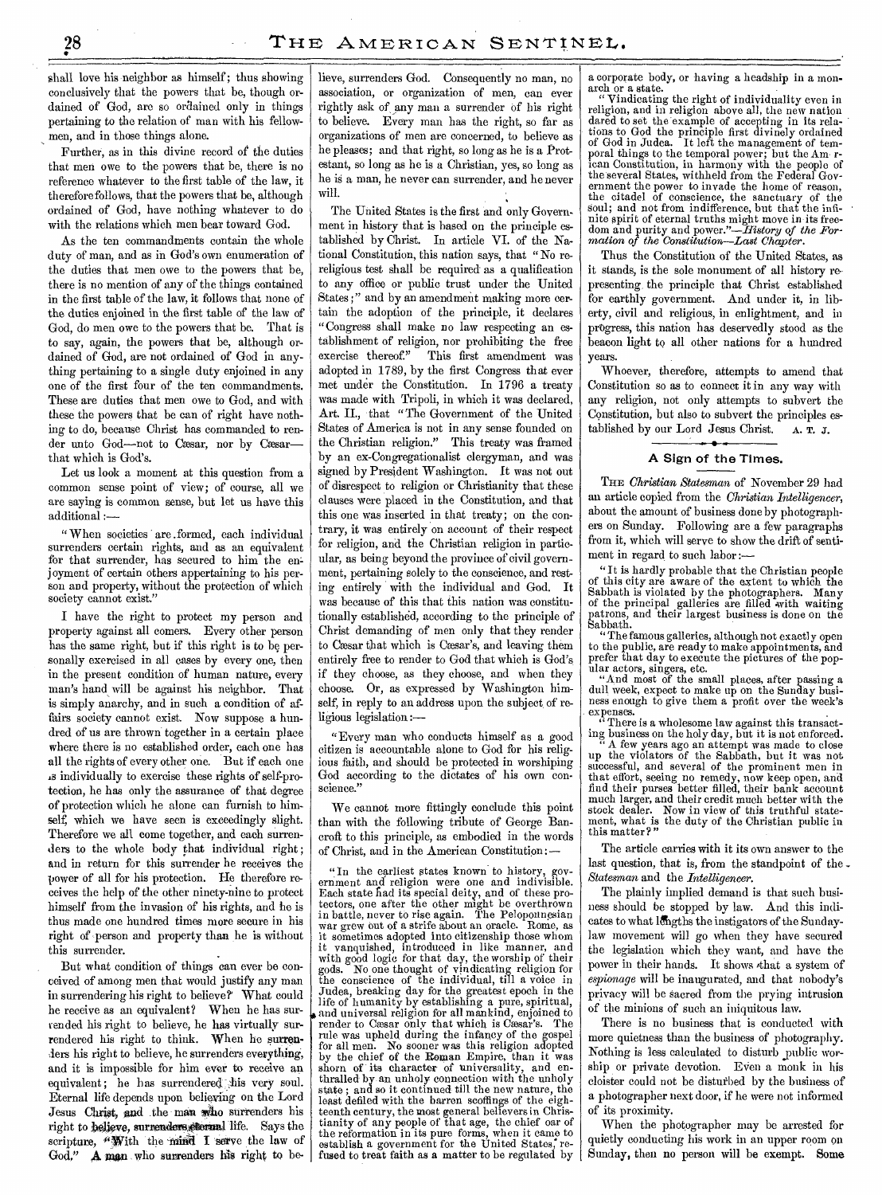shall love his neighbor as himself; thus showing conclusively that the powers that be, though ordained of God, are so ordained only in things pertaining to the relation of man with his fellowmen, and in those things alone.

Further, as in this divine record of the duties that men owe to the powers that be, there is no reference whatever to the first table of the law, it therefore follows, that the powers that be, although ordained of God, have nothing whatever to do with the relations which men bear toward God.

As the ten commandments contain the whole duty of man, and as in God's own enumeration of the duties that men owe to the powers that be, there is no mention of any of the things contained in the first table of the law, it follows that none of the duties enjoined in the first table of the law of God, do men owe to the powers that be. That is to say, again, the powers that be, although ordained of God, are not ordained of God in anything pertaining to a single duty enjoined in any one of the first four of the ten commandments. These are duties that men owe to God, and with these the powers that be can of right have nothing to do, because Christ has commanded to render unto God—not to Cæsar, nor by Cæsar—that which is God's.

Let us look a moment at this question from a common sense point of view; of course, all we are saying is common sense, but let us have this additional:—

"When societies are formed, each individual surrenders certain rights, and as an equivalent for that surrender, has secured to him the enjoyment of certain others appertaining to his person and property, without the protection of which society cannot exist."

I have the right to protect my person and property against all comers. Every other person has the same right, but if this right is to be personally exercised in all cases by every one, then in the present condition of human nature, every man's hand will be against his neighbor. That is simply anarchy, and in such a condition of affairs society cannot exist. Now suppose a hundred of us are thrown together in a certain place where there is no established order, each one has all the rights of every other one. But if each one is individually to exercise these rights of self-protection, he has only the assurance of that degree of protection which he alone can furnish to himself, which we have seen is exceedingly slight. Therefore we all come together, and each surrenders to the whole body that individual right; and in return for this surrender he receives the power of all for his protection. He therefore receives the help of the other ninety-nine to protect himself from the invasion of his rights, and he is thus made one hundred times more secure in his right of person and property than he is without this surrender.

But what condition of things can ever be conceived of among men that would justify any man in surrendering his right to believe? What could he receive as an equivalent? When he has surrendered his right to believe, he has virtually surrendered his right to think. When he surrenders his right to believe, he surrenders everything, and it is impossible for him ever to receive an equivalent; he has surrendered his very soul. Eternal life depends upon believing on the Lord Jesus Christ, and the man who surrenders his right to believe, surrenders eternal life. Says the scripture, "With the mind I serve the law of God." A man who surrenders his right to believe, surrenders God. Consequently no man, no association, or organization of men, can ever rightly ask of any man a surrender of his right to believe. Every man has the right, so far as organizations of men are concerned, to believe as he pleases; and that right, so long as he is a Protestant, so long as he is a Christian, yes, so long as he is a man, he never can surrender, and he never will.

The United States is the first and only Government in history that is based on the principle established by Christ. In article VI. of the National Constitution, this nation says, that "No religious test shall be required as a qualification to any office or public trust under the United States;" and by an amendment making more certain the adoption of the principle, it declares "Congress shall make no law respecting an establishment of religion, nor prohibiting the free exercise thereof." This first amendment was adopted in 1789, by the first Congress that ever met under the Constitution. In 1796 a treaty was made with Tripoli, in which it was declared, Art. II., that "The Government of the United States of America is not in any sense founded on the Christian religion." This treaty was framed by an ex-Congregationalist clergyman, and was signed by President Washington. It was not out of disrespect to religion or Christianity that these clauses were placed in the Constitution, and that this one was inserted in that treaty; on the contrary, it was entirely on account of their respect for religion, and the Christian religion in particular, as being beyond the province of civil government, pertaining solely to the conscience, and resting entirely with the individual and God. It was because of this that this nation was constitutionally established, according to the principle of Christ demanding of men only that they render to Cæsar that which is Cæsar's, and leaving them entirely free to render to God that which is God's if they choose, as they choose, and when they choose. Or, as expressed by Washington himself, in reply to an address upon the subject of religious legislation:—

"Every man who conducts himself as a good citizen is accountable alone to God for his religious faith, and should be protected in worshiping God according to the dictates of his own conscience."

We cannot more fittingly conclude this point than with the following tribute of George Bancroft to this principle, as embodied in the words of Christ, and in the American Constitution:—

"In the earliest states known to history, government and religion were one and indivisible. Each state had its special deity, and of these protectors, one after the other might be overthrown in battle, never to rise again. The Peloponnesian war grew out of a strife about an oracle. Rome, as it sometimes adopted into citizenship those whom it vanquished, introduced in like manner, and with good logic for that day, the worship of their gods. No one thought of vindicating religion for the conscience of the individual, till a voice in Judea, breaking day for the greatest epoch in the life of humanity by establishing a pure, spiritual, and universal religion for all mankind, enjoined to render to Cæsar only that which is Cæsar's. The rule was upheld during the infancy of the gospel for all men. No sooner was this religion adopted by the chief of the Roman Empire, than it was shorn of its character of universality, and enthralled by an unholy connection with the unholy state; and so it continued till the new nature, the least defiled with the barren scoffings of the eighteenth century, the most general believers in Christianity of any people of that age, the chief oar of the reformation in its pure forms, when it came to establish a government for the United States, refused to treat faith as a matter to be regulated by a corporate body, or having a headship in a monarch or a state.

"Vindicating the right of individuality even in religion, and in religion above all, the new nation dared to set the example of accepting in its relations to God the principle first divinely ordained of God in Judea. It left the management of temporal things to the temporal power; but the American Constitution, in harmony with the people of the several States, withheld from the Federal Government the power to invade the home of reason, the citadel of conscience, the sanctuary of the soul; and not from indifference, but that the infinite spirit of eternal truths might move in its freedom and purity and power."—*History of the Formation of the Constitution—Last Chapter.*

Thus the Constitution of the United States, as it stands, is the sole monument of all history representing the principle that Christ established for earthly government. And under it, in liberty, civil and religious, in enlightment, and in progress, this nation has deservedly stood as the beacon light to all other nations for a hundred years.

Whoever, therefore, attempts to amend that Constitution so as to connect it in any way with any religion, not only attempts to subvert the Constitution, but also to subvert the principles established by our Lord Jesus Christ. A. T. J.

## A Sign of the Times.

THE *Christian Statesman* of November 29 had an article copied from the *Christian Intelligencer*, about the amount of business done by photographers on Sunday. Following are a few paragraphs from it, which will serve to show the drift of sentiment in regard to such labor:—

"It is hardly probable that the Christian people of this city are aware of the extent to which the Sabbath is violated by the photographers. Many of the principal galleries are filled with waiting patrons, and their largest business is done on the Sabbath.

"The famous galleries, although not exactly open to the public, are ready to make appointments, and prefer that day to execute the pictures of the popular actors, singers, etc.

"And most of the small places, after passing a dull week, expect to make up on the Sunday business enough to give them a profit over the week's expenses.

"There is a wholesome law against this transacting business on the holy day, but it is not enforced.

"A few years ago an attempt was made to close up the violators of the Sabbath, but it was not successful, and several of the prominent men in that effort, seeing no remedy, now keep open, and find their purses better filled, their bank account much larger, and their credit much better with the stock dealer. Now in view of this truthful statement, what is the duty of the Christian public in this matter?"

The article carries with it its own answer to the last question, that is, from the standpoint of the *Statesman* and the *Intelligencer*.

The plainly implied demand is that such business should be stopped by law. And this indicates to what lengths the instigators of the Sunday-law movement will go when they have secured the legislation which they want, and have the power in their hands. It shows that a system of *espionage* will be inaugurated, and that nobody's privacy will be sacred from the prying intrusion of the minions of such an iniquitous law.

There is no business that is conducted with more quietness than the business of photography. Nothing is less calculated to disturb public worship or private devotion. Even a monk in his cloister could not be disturbed by the business of a photographer next door, if he were not informed of its proximity.

When the photographer may be arrested for quietly conducting his work in an upper room on Sunday, then no person will be exempt. Some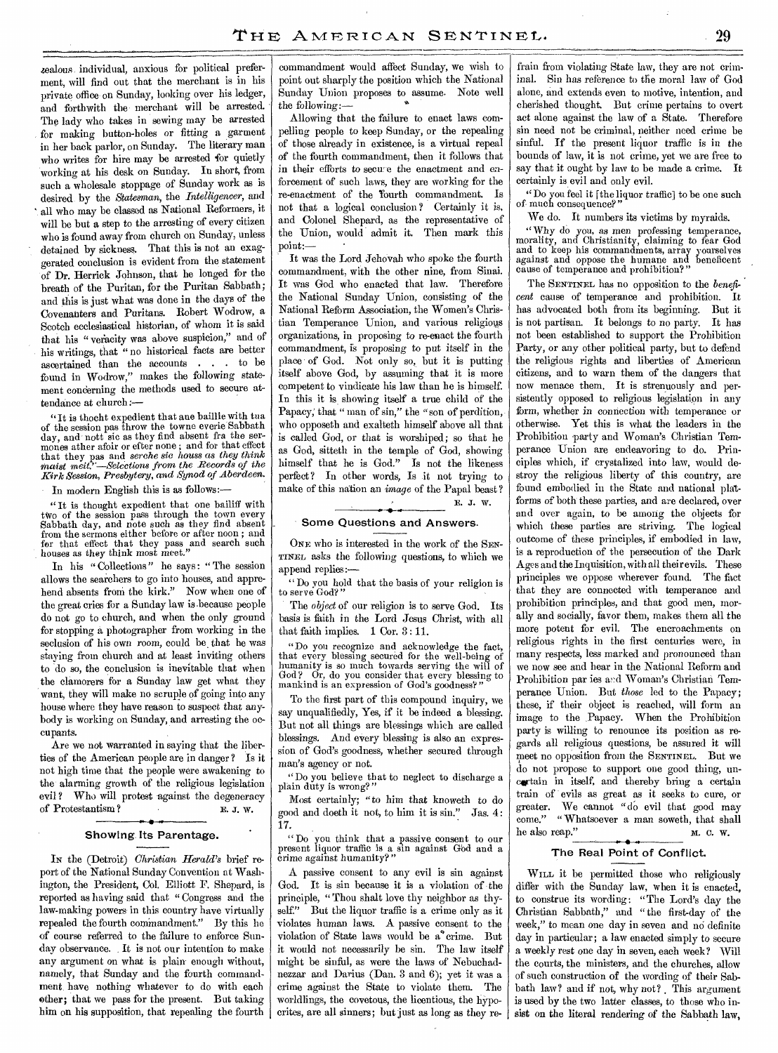zealous individual, anxious for political preferment, will find out that the merchant is in his private office on Sunday, looking over his ledger, and forthwith the merchant will be arrested. The lady who takes in sewing may be arrested for making button-holes or fitting a garment in her back parlor, on Sunday. The literary man who writes for hire may be arrested for quietly working at his desk on Sunday. In short, from such a wholesale stoppage of Sunday work as is desired by the *Statesman*, the *Intelligencer*, and all who may be classed as National Reformers, it will be but a step to the arresting of every citizen who is found away from church on Sunday, unless detained by sickness. That this is not an exaggerated conclusion is evident from the statement of Dr. Herrick Johnson, that he longed for the breath of the Puritan, for the Puritan Sabbath; and this is just what was done in the days of the Covenanters and Puritans. Robert Wodrow, a Scotch ecclesiastical historian, of whom it is said that his "veracity was above suspicion," and of his writings, that "no historical facts are better ascertained than the accounts . . . to be found in Wodrow," makes the following statement concerning the methods used to secure attendance at church:—

"It is thocht expedient that ane baillie with tua of the session pas throw the towne everie Sabbath day, and nott sic as they find absent fra the sermones ather afoir or efter none; and for that effect that they pas and *serche sic houss as they think maist meit*."—*Selections from the Records of the Kirk Session, Presbytery, and Synod of Aberdeen.*

In modern English this is as follows:—

"It is thought expedient that one bailiff with two of the session pass through the town every Sabbath day, and note such as they find absent from the sermons either before or after noon; and for that effect that they pass and search such houses as they think most meet."

In his "Collections" he says: "The session allows the searchers to go into houses, and apprehend absents from the kirk." Now when one of the great cries for a Sunday law is because people do not go to church, and when the only ground for stopping a photographer from working in the seclusion of his own room, could be that he was staying from church and at least inviting others to do so, the conclusion is inevitable that when the clamorers for a Sunday law get what they want, they will make no scruple of going into any house where they have reason to suspect that anybody is working on Sunday, and arresting the occupants.

Are we not warranted in saying that the liberties of the American people are in danger? Is it not high time that the people were awakening to the alarming growth of the religious legislation evil? Who will protest against the degeneracy of Protestantism? E. J. W.

## Showing Its Parentage.

In the (Detroit) *Christian Herald's* brief report of the National Sunday Convention at Washington, the President, Col. Elliott F. Shepard, is reported as having said that "Congress and the law-making powers in this country have virtually repealed the fourth commandment." By this he of course referred to the failure to enforce Sunday observance. It is not our intention to make any argument on what is plain enough without, namely, that Sunday and the fourth commandment have nothing whatever to do with each other; that we pass for the present. But taking him on his supposition, that repealing the fourth commandment would affect Sunday, we wish to point out sharply the position which the National Sunday Union proposes to assume. Note well the following:—

Allowing that the failure to enact laws compelling people to keep Sunday, or the repealing of those already in existence, is a virtual repeal of the fourth commandment, then it follows that in their efforts to secure the enactment and enforcement of such laws, they are working for the re-enactment of the fourth commandment. Is not that a logical conclusion? Certainly it is, and Colonel Shepard, as the representative of the Union, would admit it. Then mark this point:—

It was the Lord Jehovah who spoke the fourth commandment, with the other nine, from Sinai. It was God who enacted that law. Therefore the National Sunday Union, consisting of the National Reform Association, the Women's Christian Temperance Union, and various religious organizations, in proposing to re-enact the fourth commandment, is proposing to put itself in the place of God. Not only so, but it is putting itself above God, by assuming that it is more competent to vindicate his law than he is himself. In this it is showing itself a true child of the Papacy; that "man of sin," the "son of perdition, who opposeth and exalteth himself above all that is called God, or that is worshiped; so that he as God, sitteth in the temple of God, showing himself that he is God." Is not the likeness perfect? In other words, Is it not trying to make of this nation an *image* of the Papal beast? E. J. W.

## Some Questions and Answers.

One who is interested in the work of the Sentinel asks the following questions, to which we append replies:—

"Do you hold that the basis of your religion is to serve God?"

The *object* of our religion is to serve God. Its basis is faith in the Lord Jesus Christ, with all that faith implies. 1 Cor. 3:11.

"Do you recognize and acknowledge the fact, that every blessing secured for the well-being of humanity is so much towards serving the will of God? Or, do you consider that every blessing to mankind is an expression of God's goodness?"

To the first part of this compound inquiry, we say unqualifiedly, Yes, if it be indeed a blessing. But not all things are blessings which are called blessings. And every blessing is also an expression of God's goodness, whether secured through man's agency or not.

"Do you believe that to neglect to discharge a plain duty is wrong?"

Most certainly; "to him that knoweth to do good and doeth it not, to him it is sin." Jas. 4:17.

"Do you think that a passive consent to our present liquor traffic is a sin against God and a crime against humanity?"

A passive consent to any evil is sin against God. It is sin because it is a violation of the principle, "Thou shalt love thy neighbor as thyself." But the liquor traffic is a crime only as it violates human laws. A passive consent to the violation of State laws would be a crime. But it would not necessarily be sin. The law itself might be sinful, as were the laws of Nebuchadnezzar and Darius (Dan. 3 and 6); yet it was a crime against the State to violate them. The worldlings, the covetous, the licentious, the hypocrites, are all sinners; but just as long as they refrain from violating State law, they are not criminal. Sin has reference to the moral law of God alone, and extends even to motive, intention, and cherished thought. But crime pertains to overt act alone against the law of a State. Therefore sin need not be criminal, neither need crime be sinful. If the present liquor traffic is in the bounds of law, it is not crime, yet we are free to say that it ought by law to be made a crime. It certainly is evil and only evil.

"Do you feel it [the liquor traffic] to be one such of much consequence?"

We do. It numbers its victims by myraids.

"Why do you, as men professing temperance, morality, and Christianity, claiming to fear God and to keep his commandments, array yourselves against and oppose the humane and beneficent cause of temperance and prohibition?"

The Sentinel has no opposition to the *beneficent* cause of temperance and prohibition. It has advocated both from its beginning. But it is not partisan. It belongs to no party. It has not been established to support the Prohibition Party, or any other political party, but to defend the religious rights and liberties of American citizens, and to warn them of the dangers that now menace them. It is strenuously and persistently opposed to religious legislation in any form, whether in connection with temperance or otherwise. Yet this is what the leaders in the Prohibition party and Woman's Christian Temperance Union are endeavoring to do. Principles which, if crystalized into law, would destroy the religious liberty of this country, are found embodied in the State and national platforms of both these parties, and are declared, over and over again, to be among the objects for which these parties are striving. The logical outcome of these principles, if embodied in law, is a reproduction of the persecution of the Dark Ages and the Inquisition, with all their evils. These principles we oppose wherever found. The fact that they are connected with temperance and prohibition principles, and that good men, morally and socially, favor them, makes them all the more potent for evil. The encroachments on religious rights in the first centuries were, in many respects, less marked and pronounced than we now see and hear in the National Reform and Prohibition parties and Woman's Christian Temperance Union. But *those* led to the Papacy; these, if their object is reached, will form an image to the Papacy. When the Prohibition party is willing to renounce its position as regards all religious questions, be assured it will meet no opposition from the Sentinel. But we do not propose to support one good thing, uncertain in itself, and thereby bring a certain train of evils as great as it seeks to cure, or greater. We cannot "do evil that good may come." "Whatsoever a man soweth, that shall he also reap." M. C. W.

## The Real Point of Conflict.

Will it be permitted those who religiously differ with the Sunday law, when it is enacted, to construe its wording: "The Lord's day the Christian Sabbath," and "the first-day of the week," to mean one day in seven and no definite day in particular; a law enacted simply to secure a weekly rest one day in seven, each week? Will the courts, the ministers, and the churches, allow of such construction of the wording of their Sabbath law? and if not, why not? This argument is used by the two latter classes, to those who insist on the literal rendering of the Sabbath law,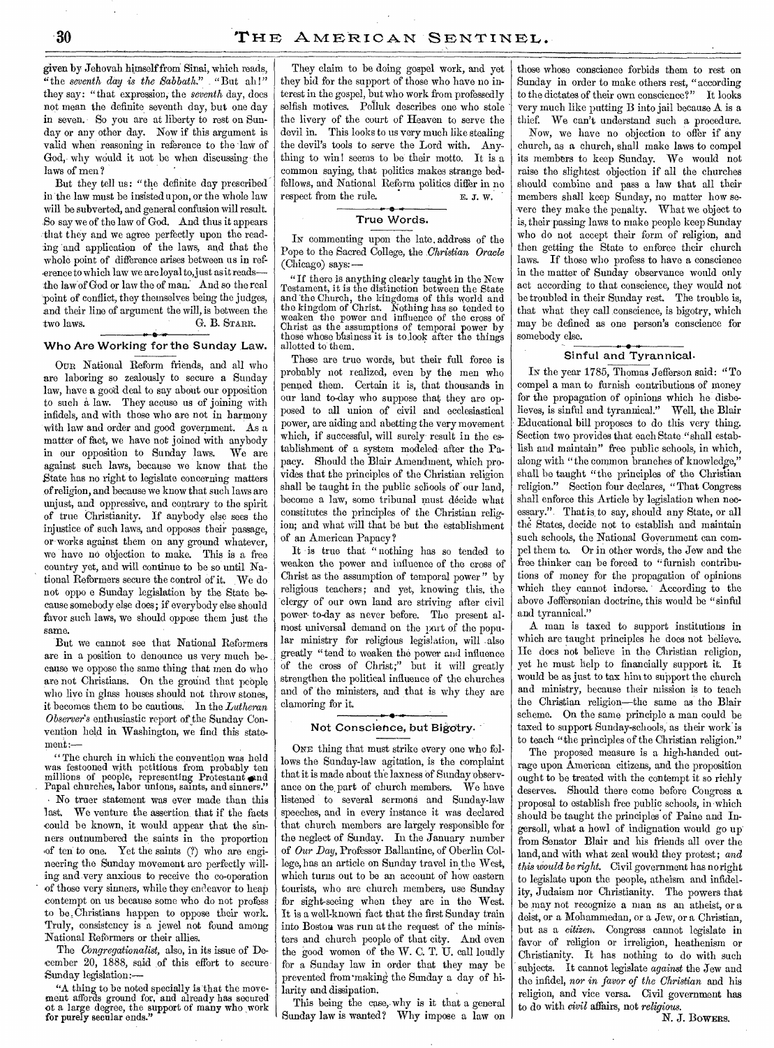given by Jehovah himself from Sinai, which reads, "the *seventh day is the Sabbath.*" "But ah!" they say: "that expression, the *seventh* day, does not mean the definite seventh day, but one day in seven. So you are at liberty to rest on Sunday or any other day. Now if this argument is valid when reasoning in reference to the law of God, why would it not be when discussing the laws of men?

But they tell us: "the definite day prescribed in the law must be insisted upon, or the whole law will be subverted, and general confusion will result. So say we of the law of God. And thus it appears that they and we agree perfectly upon the reading and application of the laws, and that the whole point of difference arises between us in reference to which law we are loyal to, just as it reads—the law of God or law the of man. And so the real point of conflict, they themselves being the judges, and their line of argument the will, is between the two laws.

G. B. STARR.

## Who Are Working for the Sunday Law.

OUR National Reform friends, and all who are laboring so zealously to secure a Sunday law, have a good deal to say about our opposition to such a law. They accuse us of joining with infidels, and with those who are not in harmony with law and order and good government. As a matter of fact, we have not joined with anybody in our opposition to Sunday laws. We are against such laws, because we know that the State has no right to legislate concerning matters of religion, and because we know that such laws are unjust, and oppressive, and contrary to the spirit of true Christianity. If anybody else sees the injustice of such laws, and opposes their passage, or works against them on any ground whatever, we have no objection to make. This is a free country yet, and will continue to be so until National Reformers secure the control of it. We do not oppo e Sunday legislation by the State because somebody else does; if everybody else should favor such laws, we should oppose them just the same.

But we cannot see that National Reformers are in a position to denounce us very much because we oppose the same thing that men do who are not Christians. On the ground that people who live in glass houses should not throw stones, it becomes them to be cautious. In the *Lutheran Observer's* enthusiastic report of the Sunday Convention held in Washington, we find this statement:—

"The church in which the convention was held was festooned with petitions from probably ten millions of people, representing Protestant and Papal churches, labor unions, saints, and sinners."

No truer statement was ever made than this last. We venture the assertion that if the facts could be known, it would appear that the sinners outnumbered the saints in the proportion of ten to one. Yet the saints (?) who are engineering the Sunday movement are perfectly willing and very anxious to receive the co-operation of those very sinners, while they endeavor to heap contempt on us because some who do not profess to be Christians happen to oppose their work. Truly, consistency is a jewel not found among National Reformers or their allies.

The *Congregationalist*, also, in its issue of December 20, 1888, said of this effort to secure Sunday legislation:—

"A thing to be noted specially is that the movement affords ground for, and already has secured ot a large degree, the support of many who work for purely secular ends."

They claim to be doing gospel work, and yet they bid for the support of those who have no interest in the gospel, but who work from professedly selfish motives. Polluk describes one who stole the livery of the court of Heaven to serve the devil in. This looks to us very much like stealing the devil's tools to serve the Lord with. Anything to win! seems to be their motto. It is a common saying, that politics makes strange bedfellows, and National Reform politics differ in no respect from the rule.

E. J. W.

## True Words.

IN commenting upon the late address of the Pope to the Sacred College, the *Christian Oracle* (Chicago) says:—

"If there is anything clearly taught in the New Testament, it is the distinction between the State and the Church, the kingdoms of this world and the kingdom of Christ. Nothing has so tended to weaken the power and influence of the cross of Christ as the assumptions of temporal power by those whose business it is to look after the things allotted to them.

These are true words, but their full force is probably not realized, even by the men who penned them. Certain it is, that thousands in our land to-day who suppose that they are opposed to all union of civil and ecclesiastical power, are aiding and abetting the very movement which, if successful, will surely result in the establishment of a system modeled after the Papacy. Should the Blair Amendment, which provides that the principles of the Christian religion shall be taught in the public schools of our land, become a law, some tribunal must décide what constitutes the principles of the Christian religion; and what will that be but the establishment of an American Papacy?

It is true that "nothing has so tended to weaken the power and influence of the cross of Christ as the assumption of temporal power" by religious teachers; and yet, knowing this, the clergy of our own land are striving after civil power to-day as never before. The present almost universal demand on the part of the popular ministry for religious legislation, will also greatly "tend to weaken the power and influence of the cross of Christ;" but it will greatly strengthen the political influence of the churches and of the ministers, and that is why they are clamoring for it.

## Not Conscience, but Bigotry.

ONE thing that must strike every one who follows the Sunday-law agitation, is the complaint that it is made about the laxness of Sunday observance on the part of church members. We have listened to several sermons and Sunday-law speeches, and in every instance it was declared that church members are largely responsible for the neglect of Sunday. In the January number of *Our Day*, Professor Ballantine, of Oberlin College, has an article on Sunday travel in the West, which turns out to be an account of how eastern tourists, who are church members, use Sunday for sight-seeing when they are in the West. It is a well-known fact that the first Sunday train into Boston was run at the request of the ministers and church people of that city. And even the good women of the W. C. T. U. call loudly for a Sunday law in order that they may be prevented from making the Sunday a day of hilarity and dissipation.

This being the case, why is it that a general Sunday law is wanted? Why impose a law on those whose conscience forbids them to rest on Sunday in order to make others rest, "according to the dictates of their own conscience?" It looks very much like putting B into jail because A is a thief. We can't understand such a procedure.

Now, we have no objection to offer if any church, as a church, shall make laws to compel its members to keep Sunday. We would not raise the slightest objection if all the churches should combine and pass a law that all their members shall keep Sunday, no matter how severe they make the penalty. What we object to is, their passing laws to make people keep Sunday who do not accept their form of religion, and then getting the State to enforce their church laws. If those who profess to have a conscience in the matter of Sunday observance would only act according to that conscience, they would not be troubled in their Sunday rest. The trouble is, that what they call conscience, is bigotry, which may be defined as one person's conscience for somebody else.

## Sinful and Tyrannical.

IN the year 1785, Thomas Jefferson said: "To compel a man to furnish contributions of money for the propagation of opinions which he disbelieves, is sinful and tyrannical." Well, the Blair Educational bill proposes to do this very thing. Section two provides that each State "shall establish and maintain" free public schools, in which, along with "the common branches of knowledge," shall be taught "the principles of the Christian religion." Section four declares, "That Congress shall enforce this Article by legislation when necessary." That is to say, should any State, or all the States, decide not to establish and maintain such schools, the National Government can compel them to. Or in other words, the Jew and the free thinker can be forced to "furnish contributions of money for the propagation of opinions which they cannot indorse." According to the above Jeffersonian doctrine, this would be "sinful and tyrannical."

A man is taxed to support institutions in which are taught principles he does not believe. He does not believe in the Christian religion, yet he must help to financially support it. It would be as just to tax him to support the church and ministry, because their mission is to teach the Christian religion—the same as the Blair scheme. On the same principle a man could be taxed to support Sunday-schools, as their work is to teach "the principles of the Christian religion."

The proposed measure is a high-handed outrage upon American citizens, and the proposition ought to be treated with the contempt it so richly deserves. Should there come before Congress a proposal to establish free public schools, in which should be taught the principles of Paine and Ingersoll, what a howl of indignation would go up from Senator Blair and his friends all over the land, and with what zeal would they protest; *and this would be right.* Civil government has no right to legislate upon the people, atheism and infidelity, Judaism nor Christianity. The powers that be may not recognize a man as an atheist, or a deist, or a Mohammedan, or a Jew, or a Christian, but as a *citizen.* Congress cannot legislate in favor of religion or irreligion, heathenism or Christianity. It has nothing to do with such subjects. It cannot legislate *against* the Jew and the infidel, *nor in favor of the Christian* and his religion, and vice versa. Civil government has to do with *civil* affairs, not *religious.*

N. J. BOWERS.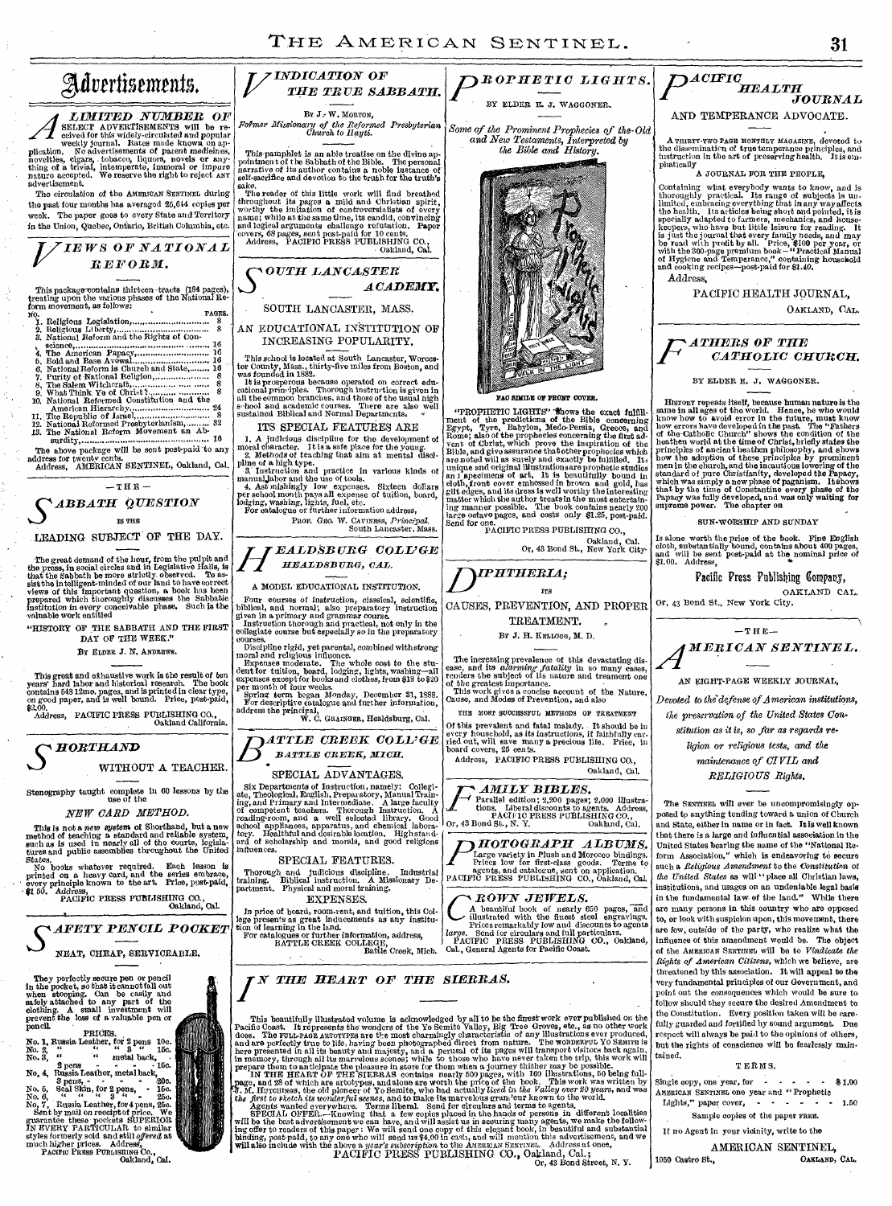# Advertisements.

## A LIMITED NUMBER OF

SELECT ADVERTISEMENTS will be received for this widely-circulated and popular weekly journal. Rates made known on application. No advertisements of patent medicines, novelties, cigars, tobacco, liquors, novels or anything of a trivial, intemperate, immoral or impure nature accepted. We reserve the right to reject ANY advertisement.

The circulation of the AMERICAN SENTINEL during the past four months has averaged 25,644 copies per week. The paper goes to every State and Territory in the Union, Quebec, Ontario, British Columbia, etc.

## VIEWS OF NATIONAL REFORM.

This package contains thirteen tracts (184 pages), treating upon the various phases of the National Reform movement, as follows:

| NO. | | PAGES. |
|---|---|---|
| 1. | Religious Legislation, | 8 |
| 2. | Religious Liberty, | 8 |
| 3. | National Reform and the Rights of Conscience, | 16 |
| 4. | The American Papacy, | 16 |
| 5. | Bold and Base Avowal, | 16 |
| 6. | National Reform is Church and State, | 16 |
| 7. | Purity of National Religion, | 8 |
| 8. | The Salem Witchcraft, | 8 |
| 9. | What Think Ye of Christ? | 8 |
| 10. | National Reformed Constitution and the American Hierarchy, | 24 |
| 11. | The Republic of Israel, | 8 |
| 12. | National Reformed Presbyterianism, | 32 |
| 13. | The National Reform Movement an Absurdity, | 16 |

The above package will be sent post-paid to any address for twenty cents.

Address, AMERICAN SENTINEL, Oakland, Cal.

— THE —

## SABBATH QUESTION

IS THE

### LEADING SUBJECT OF THE DAY.

The great demand of the hour, from the pulpit and the press, in social circles and in Legislative Halls, is that the Sabbath be more strictly observed. To assist the intelligent-minded of our land to have correct views of this important question, a book has been prepared which thoroughly discusses the Sabbatic institution in every conceivable phase. Such is the valuable work entitled

"HISTORY OF THE SABBATH AND THE FIRST DAY OF THE WEEK."

BY ELDER J. N. ANDREWS.

This great and exhaustive work is the result of ten years' hard labor and historical research. The book contains 548 12mo. pages, and is printed in clear type, on good paper, and is well bound. Price, post-paid, $2.00.

Address, PACIFIC PRESS PUBLISHING CO., Oakland California.

## SHORTHAND

WITHOUT A TEACHER.

Stenography taught complete in 60 lessons by the use of the

### NEW CARD METHOD.

This is not a new system of Shorthand, but a new method of teaching a standard and reliable system, such as is used in nearly all of the courts, legislatures and public assemblies throughout the United States.

No books whatever required. Each lesson is printed on a heavy card, and the series embrace, every principle known to the art. Price, post-paid, $1.50. Address,

PACIFIC PRESS PUBLISHING CO., Oakland, Cal.

## SAFETY PENCIL POCKET

NEAT, CHEAP, SERVICEABLE.

They perfectly secure pen or pencil in the pocket, so that it cannot fall out when stooping. Can be easily and safely attached to any part of the clothing. A small investment will prevent the loss of a valuable pen or pencil.

PRICES.

No. 1, Russia Leather, for 2 pens 10c.
No. 2, " " " 3 " 15c.
No. 3, " " metal back, 2 pens - - - - 15c.
No. 4, Russia Leather, metal back, 3 pens, - - - - 20c.
No. 5, Seal Skin, for 2 pens, - 15c.
No. 6, " " " 3 " - 25c.
No. 7, Russia Leather, for 4 pens, 25c.

Sent by mail on receipt of price. We guarantee these pockets SUPERIOR IN EVERY PARTICULAR to similar styles formerly sold and still *offered* at much higher prices. Address,

PACIFIC PRESS PUBLISHING CO., Oakland, Cal.

## VINDICATION OF THE TRUE SABBATH.

BY J. W. MORTON,

*Former Missionary of the Reformed Presbyterian Church to Hayti.*

This pamphlet is an able treatise on the divine appointment of the Sabbath of the Bible. The personal narrative of its author contains a noble instance of self-sacrifice and devotion to the truth for the truth's sake.

The reader of this little work will find breathed throughout its pages a mild and Christian spirit, worthy the imitation of controversialists of every name; while at the same time, its candid, convincing and logical arguments challenge refutation. Paper covers, 68 pages, sent post-paid for 10 cents.

Address, PACIFIC PRESS PUBLISHING CO., Oakland, Cal.

## SOUTH LANCASTER ACADEMY.

SOUTH LANCASTER, MASS.

### AN EDUCATIONAL INSTITUTION OF INCREASING POPULARITY.

This school is located at South Lancaster, Worcester County, Mass., thirty-five miles from Boston, and was founded in 1882.

It is prosperous because operated on correct educational principles. Thorough instruction is given in all the common branches, and those of the usual high school and academic courses. There are also well sustained Biblical and Normal Departments.

### ITS SPECIAL FEATURES ARE

1. A judicious discipline for the development of moral character. It is a safe place for the young.
2. Methods of teaching that aim at mental discipline of a high type.
3. Instruction and practice in various kinds of manual labor and the use of tools.
4. Astonishingly low expenses. Sixteen dollars per school month pays all expense of tuition, board, lodging, washing, lights, fuel, etc.

For catalogue or further information address,

PROF. GEO. W. CAVINESS, *Principal.* South Lancaster, Mass.

## HEALDSBURG COLLEGE HEALDSBURG, CAL.

A MODEL EDUCATIONAL INSTITUTION.

Four courses of instruction, classical, scientific, biblical, and normal; also preparatory instruction given in a primary and grammar course.

Instruction thorough and practical, not only in the collegiate course but especially so in the preparatory courses.

Discipline rigid, yet parental, combined with strong moral and religious influence.

Expenses moderate. The whole cost to the student for tuition, board, lodging, lights, washing—all expenses except for books and clothes, from $18 to $20 per month of four weeks.

Spring term began *Monday*, December 31, 1888. For descriptive catalogue and further information, address the principal,

W. C. GRAINGER, Healdsburg, Cal.

## BATTLE CREEK COLLEGE BATTLE CREEK, MICH.

### SPECIAL ADVANTAGES.

Six Departments of Instruction, namely: Collegiate, Theological, English, Preparatory, Manual Training, and Primary and Intermediate. A large faculty of competent teachers. Thorough Instruction. A reading-room, and a well selected library. Good school appliances, apparatus, and chemical laboratory. Healthful and desirable location. High standard of scholarship and morals, and good religious influences.

### SPECIAL FEATURES.

Thorough and judicious discipline. Industrial training. Biblical instruction. A Missionary Department. Physical and moral training.

### EXPENSES.

In price of board, room-rent, and tuition, this College presents as great inducements as any institution of learning in the land.

For catalogues or further information, address,

BATTLE CREEK COLLEGE, Battle Creek, Mich.

## PROPHETIC LIGHTS.

BY ELDER E. J. WAGGONER.

*Some of the Prominent Prophecies of the Old and New Testaments, Interpreted by the Bible and History.*

FAC SIMILE OF FRONT COVER.

"PROPHETIC LIGHTS" shows the exact fulfillment of the predictions of the Bible concerning Egypt, Tyre, Babylon, Medo-Persia, Greece, and Rome; also of the prophecies concerning the first advent of Christ, which prove the inspiration of the Bible, and give assurance that other prophecies which are noted will as surely and exactly be fulfilled. Its unique and original illustrations are prophetic studies and specimens of art. It is beautifully bound in cloth, front cover embossed in brown and gold, has gilt edges, and its dress is well worthy the interesting matter which the author treats in the most entertaining manner possible. The book contains nearly 200 large octavo pages, and costs only $1.25, post-paid. Send for one.

PACIFIC PRESS PUBLISHING CO., Oakland, Cal. Or, 43 Bond St., New York City.

## DIPHTHERIA;

ITS

### CAUSES, PREVENTION, AND PROPER TREATMENT.

BY J. H. KELLOGG, M. D.

The increasing prevalence of this devastating disease, and its *alarming fatality* in so many cases, renders the subject of its nature and treatment one of the greatest importance.

This work gives a concise account of the Nature, Cause, and Modes of Prevention, and also

THE MOST SUCCESSFUL METHODS OF TREATMENT

Of this prevalent and fatal malady. It should be in every household, as its instructions, if faithfully carried out, will save many a precious life. Price, in board covers, 25 cents.

Address, PACIFIC PRESS PUBLISHING CO., Oakland, Cal.

## FAMILY BIBLES.

Parallel edition; 2,200 pages; 2,000 illustrations. Liberal discounts to agents. Address, PACIFIC PRESS PUBLISHING CO., Or, 43 Bond St., N. Y. Oakland, Cal.

## PHOTOGRAPH ALBUMS.

Large variety in Plush and Morocco bindings. Prices low for first-class goods. Terms to agents, and catalogue, sent on application. PACIFIC PRESS PUBLISHING CO., Oakland, Cal.

## CROWN JEWELS.

A beautiful book of nearly 650 pages, and illustrated with the finest steel engravings. Prices remarkably low and discounts to agents *large*. Send for circulars and full particulars.

PACIFIC PRESS PUBLISHING CO., Oakland, Cal., General Agents for Pacific Coast.

## PACIFIC HEALTH JOURNAL

AND TEMPERANCE ADVOCATE.

A THIRTY-TWO PAGE MONTHLY MAGAZINE, devoted to the dissemination of true temperance principles, and instruction in the art of preserving health. It is emphatically

A JOURNAL FOR THE PEOPLE,

Containing what everybody wants to know, and is thoroughly practical. Its range of subjects is unlimited, embracing everything that in any way affects the health. Its articles being short and pointed, it is specially adapted to farmers, mechanics, and housekeepers, who have but little leisure for reading. It is just the journal that every family needs, and may be read with profit by all. Price, $1.00 per year, or with the 300-page premium book—"Practical Manual of Hygiene and Temperance," containing household and cooking recipes—post-paid for $1.40.

Address,

PACIFIC HEALTH JOURNAL, OAKLAND, CAL.

## FATHERS OF THE CATHOLIC CHURCH.

BY ELDER E. J. WAGGONER.

HISTORY repeats itself, because human nature is the same in all ages of the world. Hence, he who would know how to avoid error in the future, must know how errors have developed in the past. The "Fathers of the Catholic Church" shows the condition of the heathen world at the time of Christ, briefly states the principles of ancient heathen philosophy, and shows how the adoption of these principles by prominent men in the church, and the incautious lowering of the standard of pure Christianity, developed the Papacy, which was simply a new phase of paganism. It shows that by the time of Constantine every phase of the Papacy was fully developed, and was only waiting for supreme power. The chapter on

SUN-WORSHIP AND SUNDAY

Is alone worth the price of the book. Fine English cloth, substantially bound, contains about 400 pages, and will be sent post-paid at the nominal price of $1.00. Address,

**Pacific Press Publishing Company,** OAKLAND CAL. Or, 43 Bond St., New York City.

— THE —

## AMERICAN SENTINEL.

AN EIGHT-PAGE WEEKLY JOURNAL,

*Devoted to the defense of American institutions, the preservation of the United States Constitution as it is, so far as regards religion or religious tests, and the maintenance of CIVIL and RELIGIOUS Rights.*

The SENTINEL will ever be uncompromisingly opposed to anything tending toward a union of Church and State, either in name or in fact. It is well known that there is a large and influential association in the United States bearing the name of the "National Reform Association," which is endeavoring to secure such a *Religious Amendment* to the *Constitution of the United States* as will "place all Christian laws, institutions, and usages on an undeniable legal basis in the fundamental law of the land." While there are many persons in this country who are opposed to, or look with suspicion upon, this movement, there are few, outside of the party, who realize what the influence of this amendment would be. The object of the AMERICAN SENTINEL will be to *Vindicate the Rights of American Citizens*, which we believe, are threatened by this association. It will appeal to the very fundamental principles of our Government, and point out the consequences which would be sure to follow should they secure the desired Amendment to the Constitution. Every position taken will be carefully guarded and fortified by sound argument. Due respect will always be paid to the opinions of others, but the rights of conscience will be fearlessly maintained.

TERMS.

Single copy, one year, for - - - - - $1.00
AMERICAN SENTINEL one year and "Prophetic Lights," paper cover, - - - - - - 1.50

Sample copies of the paper FREE.

If no Agent in your vicinity, write to the

AMERICAN SENTINEL,
1059 Castro St., OAKLAND, CAL.

## IN THE HEART OF THE SIERRAS.

This beautifully illustrated volume is acknowledged by all to be the finest work ever published on the Pacific Coast. It represents the wonders of the Yo Semite Valley, Big Tree Groves, etc., as no other work does. The FULL-PAGE ARTOTYPES are the most charmingly characteristic of any illustrations ever produced, and are perfectly true to life, having been photographed direct from nature. The WONDERFUL YO SEMITE is here presented in all its beauty and majesty, and a perusal of its pages will transport visitors back again, in memory, through all its marvelous scenes; while to those who have never taken the trip, this work will prepare them to anticipate the pleasure in store for them when a journey thither may be possible.

IN THE HEART OF THE SIERRAS contains nearly 500 pages, with 160 illustrations, 50 being full-page, and 28 of which are artotypes, and alone are worth the price of the book. This work was written by J. M. HUTCHINGS, the old pioneer of Yo Semite, who had actually *lived in the Valley over 20 years*, and was *the first to sketch its wonderful scenes*, and to make its marvelous grandeur known to the world.

Agents wanted everywhere. Terms liberal. Send for circulars and terms to agents.

SPECIAL OFFER.—Knowing that a few copies placed in the hands of persons in different localities will be the best advertisement we can have, and will assist us in securing many agents, we make the following offer to readers of this paper: We will send one copy of this elegant book, in beautiful and substantial binding, post-paid, to any one who will send us $4.00 in cash, and will mention this advertisement, and we will also include with the above a *year's subscription* to the AMERICAN SENTINEL. Address at once,

PACIFIC PRESS PUBLISHING CO., Oakland, Cal., Or, 43 Bond Street, N. Y.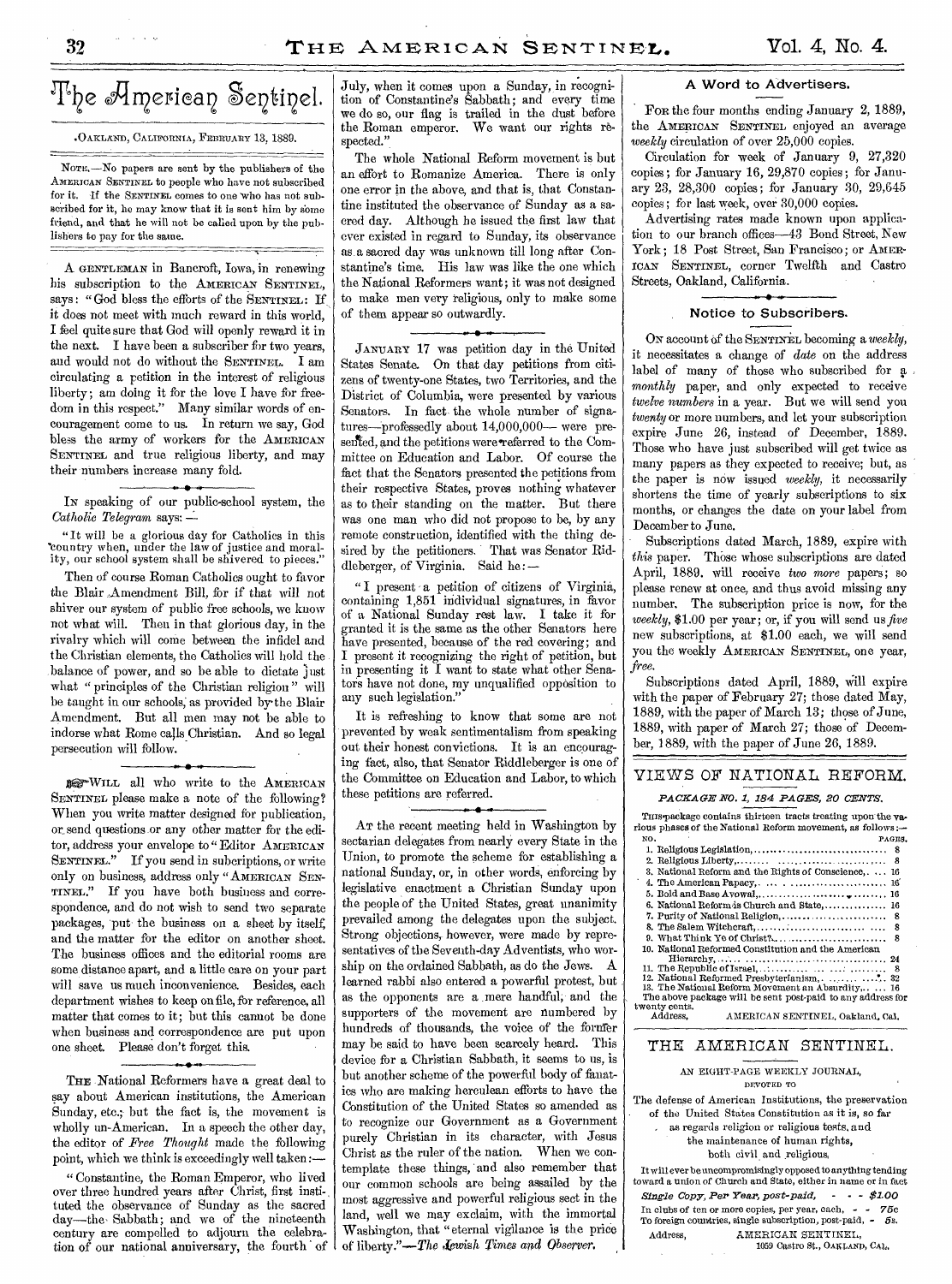# The American Sentinel.

OAKLAND, CALIFORNIA, FEBRUARY 13, 1889.

NOTE.—No papers are sent by the publishers of the AMERICAN SENTINEL to people who have not subscribed for it. If the SENTINEL comes to one who has not subscribed for it, he may know that it is sent him by some friend, and that he will not be called upon by the publishers to pay for the same.

A GENTLEMAN in Bancroft, Iowa, in renewing his subscription to the AMERICAN SENTINEL, says: "God bless the efforts of the SENTINEL: If it does not meet with much reward in this world, I feel quite sure that God will openly reward it in the next. I have been a subscriber for two years, and would not do without the SENTINEL. I am circulating a petition in the interest of religious liberty; am doing it for the love I have for freedom in this respect." Many similar words of encouragement come to us. In return we say, God bless the army of workers for the AMERICAN SENTINEL and true religious liberty, and may their numbers increase many fold.

IN speaking of our public-school system, the *Catholic Telegram* says:—

"It will be a glorious day for Catholics in this country when, under the law of justice and morality, our school system shall be shivered to pieces."

Then of course Roman Catholics ought to favor the Blair Amendment Bill, for if that will not shiver our system of public free schools, we know not what will. Then in that glorious day, in the rivalry which will come between the infidel and the Christian elements, the Catholics will hold the balance of power, and so be able to dictate just what "principles of the Christian religion" will be taught in our schools, as provided by the Blair Amendment. But all men may not be able to indorse what Rome calls Christian. And so legal persecution will follow.

☞WILL all who write to the AMERICAN SENTINEL please make a note of the following? When you write matter designed for publication, or send questions or any other matter for the editor, address your envelope to "Editor AMERICAN SENTINEL." If you send in subcriptions, or write only on business, address only "AMERICAN SENTINEL." If you have both business and correspondence, and do not wish to send two separate packages, put the business on a sheet by itself, and the matter for the editor on another sheet. The business offices and the editorial rooms are some distance apart, and a little care on your part will save us much inconvenience. Besides, each department wishes to keep on file, for reference, all matter that comes to it; but this cannot be done when business and correspondence are put upon one sheet. Please don't forget this.

THE National Reformers have a great deal to say about American institutions, the American Sunday, etc.; but the fact is, the movement is wholly un-American. In a speech the other day, the editor of *Free Thought* made the following point, which we think is exceedingly well taken:—

"Constantine, the Roman Emperor, who lived over three hundred years after Christ, first instituted the observance of Sunday as the sacred day—the Sabbath; and we of the nineteenth century are compelled to adjourn the celebration of our national anniversary, the fourth of July, when it comes upon a Sunday, in recognition of Constantine's Sabbath; and every time we do so, our flag is trailed in the dust before the Roman emperor. We want our rights respected."

The whole National Reform movement is but an effort to Romanize America. There is only one error in the above, and that is, that Constantine instituted the observance of Sunday as a sacred day. Although he issued the first law that ever existed in regard to Sunday, its observance as a sacred day was unknown till long after Constantine's time. His law was like the one which the National Reformers want; it was not designed to make men very religious, only to make some of them appear so outwardly.

JANUARY 17 was petition day in the United States Senate. On that day petitions from citizens of twenty-one States, two Territories, and the District of Columbia, were presented by various Senators. In fact the whole number of signatures—professedly about 14,000,000— were presented, and the petitions were referred to the Committee on Education and Labor. Of course the fact that the Senators presented the petitions from their respective States, proves nothing whatever as to their standing on the matter. But there was one man who did not propose to be, by any remote construction, identified with the thing desired by the petitioners. That was Senator Riddleberger, of Virginia. Said he:—

"I present a petition of citizens of Virginia, containing 1,851 individual signatures, in favor of a National Sunday rest law. I take it for granted it is the same as the other Senators here have presented, because of the red covering; and I present it recognizing the right of petition, but in presenting it I want to state what other Senators have not done, my unqualified opposition to any such legislation."

It is refreshing to know that some are not prevented by weak sentimentalism from speaking out their honest convictions. It is an encouraging fact, also, that Senator Riddleberger is one of the Committee on Education and Labor, to which these petitions are referred.

AT the recent meeting held in Washington by sectarian delegates from nearly every State in the Union, to promote the scheme for establishing a national Sunday, or, in other words, enforcing by legislative enactment a Christian Sunday upon the people of the United States, great unanimity prevailed among the delegates upon the subject. Strong objections, however, were made by representatives of the Seventh-day Adventists, who worship on the ordained Sabbath, as do the Jews. A learned rabbi also entered a powerful protest, but as the opponents are a mere handful, and the supporters of the movement are numbered by hundreds of thousands, the voice of the former may be said to have been scarcely heard. This device for a Christian Sabbath, it seems to us, is but another scheme of the powerful body of fanatics who are making herculean efforts to have the Constitution of the United States so amended as to recognize our Government as a Government purely Christian in its character, with Jesus Christ as the ruler of the nation. When we contemplate these things, and also remember that our common schools are being assailed by the most aggressive and powerful religious sect in the land, well we may exclaim, with the immortal Washington, that "eternal vigilance is the price of liberty."—*The Jewish Times and Observer.*

### A Word to Advertisers.

FOR the four months ending January 2, 1889, the AMERICAN SENTINEL enjoyed an average *weekly* circulation of over 25,000 copies.

Circulation for week of January 9, 27,320 copies; for January 16, 29,870 copies; for January 23, 28,300 copies; for January 30, 29,645 copies; for last week, over 30,000 copies.

Advertising rates made known upon application to our branch offices—43 Bond Street, New York; 18 Post Street, San Francisco; or AMERICAN SENTINEL, corner Twelfth and Castro Streets, Oakland, California.

### Notice to Subscribers.

ON account of the SENTINEL becoming a *weekly*, it necessitates a change of *date* on the address label of many of those who subscribed for a *monthly* paper, and only expected to receive *twelve numbers* in a year. But we will send you *twenty* or more numbers, and let your subscription expire June 26, instead of December, 1889. Those who have just subscribed will get twice as many papers as they expected to receive; but, as the paper is now issued *weekly*, it necessarily shortens the time of yearly subscriptions to six months, or changes the date on your label from December to June.

Subscriptions dated March, 1889, expire with *this* paper. Those whose subscriptions are dated April, 1889. will receive *two more* papers; so please renew at once, and thus avoid missing any number. The subscription price is now, for the *weekly*, $1.00 per year; or, if you will send us *five* new subscriptions, at $1.00 each, we will send you the weekly AMERICAN SENTINEL, one year, *free*.

Subscriptions dated April, 1889, will expire with the paper of February 27; those dated May, 1889, with the paper of March 13; those of June, 1889, with paper of March 27; those of December, 1889, with the paper of June 26, 1889.

## VIEWS OF NATIONAL REFORM.

***PACKAGE NO. 1, 184 PAGES, 20 CENTS.***

THIS package contains thirteen tracts treating upon the various phases of the National Reform movement, as follows:—

| NO. | | PAGES. |
|---|---|---|
| 1. | Religious Legislation | 8 |
| 2. | Religious Liberty | 8 |
| 3. | National Reform and the Rights of Conscience | 16 |
| 4. | The American Papacy | 16 |
| 5. | Bold and Base Avowal | 16 |
| 6. | National Reform is Church and State | 16 |
| 7. | Purity of National Religion | 8 |
| 8. | The Salem Witchcraft | 8 |
| 9. | What Think Ye of Christ? | 8 |
| 10. | National Reformed Constitution and the American Hierarchy | 24 |
| 11. | The Republic of Israel | 8 |
| 12. | National Reformed Presbyterianism | 32 |
| 13. | The National Reform Movement an Absurdity | 16 |

The above package will be sent post-paid to any address for twenty cents.

Address, AMERICAN SENTINEL, Oakland, Cal.

## THE AMERICAN SENTINEL,

AN EIGHT-PAGE WEEKLY JOURNAL,
DEVOTED TO

The defense of American Institutions, the preservation of the United States Constitution as it is, so far as regards religion or religious tests, and the maintenance of human rights, both civil and religious.

It will ever be uncompromisingly opposed to anything tending toward a union of Church and State, either in name or in fact

*Single Copy, Per Year, post-paid,* - - - *$1.00*

In clubs of ten or more copies, per year, each, - - *75c*

To foreign countries, single subscription, post-paid, - *5s.*

Address, AMERICAN SENTINEL,
1059 Castro St., OAKLAND, CAL.